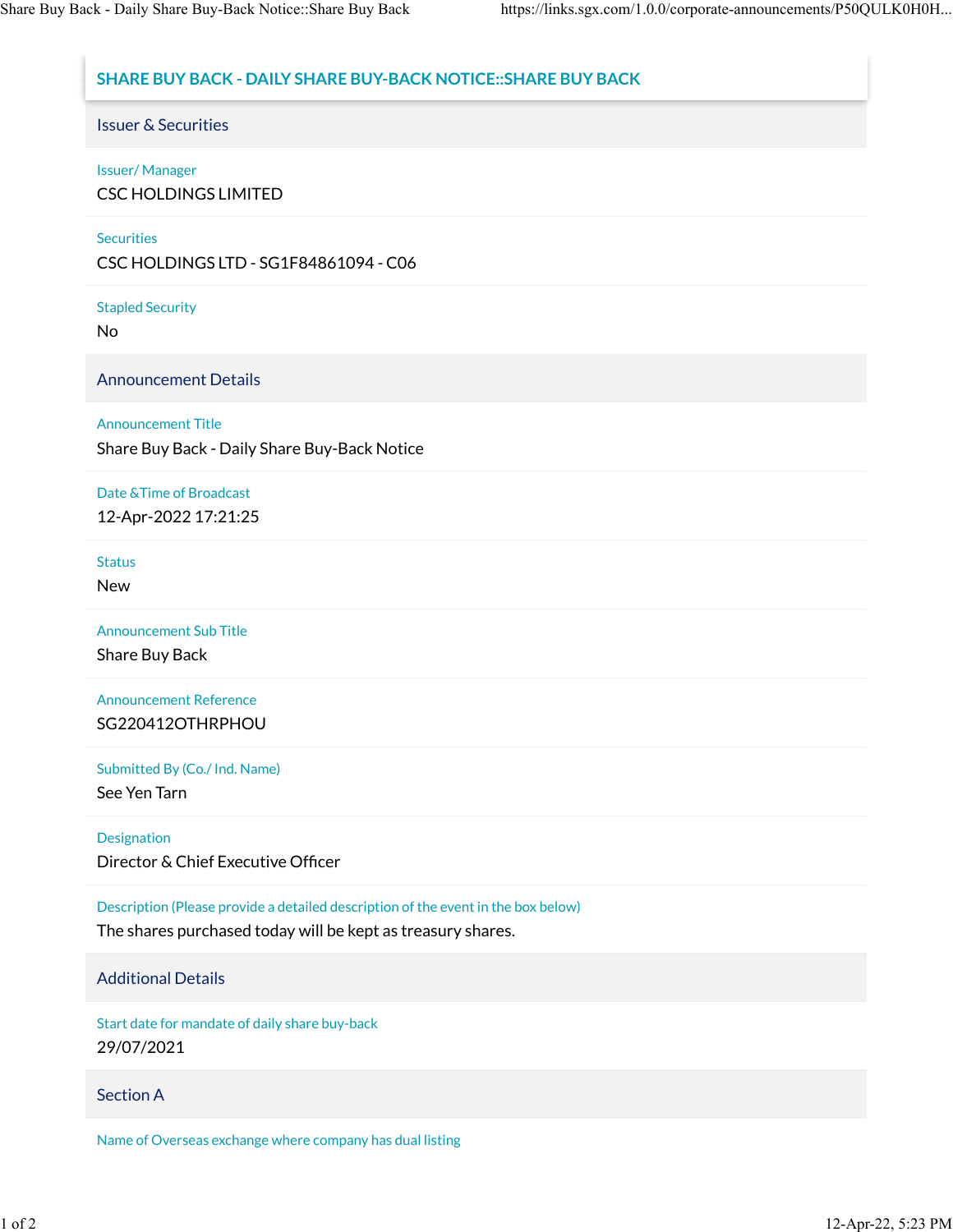# SHARE BUY BACK - DAILY SHARE BUY-BACK NOTICE::SHARE BUY BACK

## Issuer & Securities

**Issuer/ Manager**
CSC HOLDINGS LIMITED

**Securities**
CSC HOLDINGS LTD - SG1F84861094 - C06

**Stapled Security**
No

## Announcement Details

**Announcement Title**
Share Buy Back - Daily Share Buy-Back Notice

**Date &Time of Broadcast**
12-Apr-2022 17:21:25

**Status**
New

**Announcement Sub Title**
Share Buy Back

**Announcement Reference**
SG220412OTHRPHOU

**Submitted By (Co./ Ind. Name)**
See Yen Tarn

**Designation**
Director & Chief Executive Officer

**Description (Please provide a detailed description of the event in the box below)**
The shares purchased today will be kept as treasury shares.

## Additional Details

**Start date for mandate of daily share buy-back**
29/07/2021

## Section A

**Name of Overseas exchange where company has dual listing**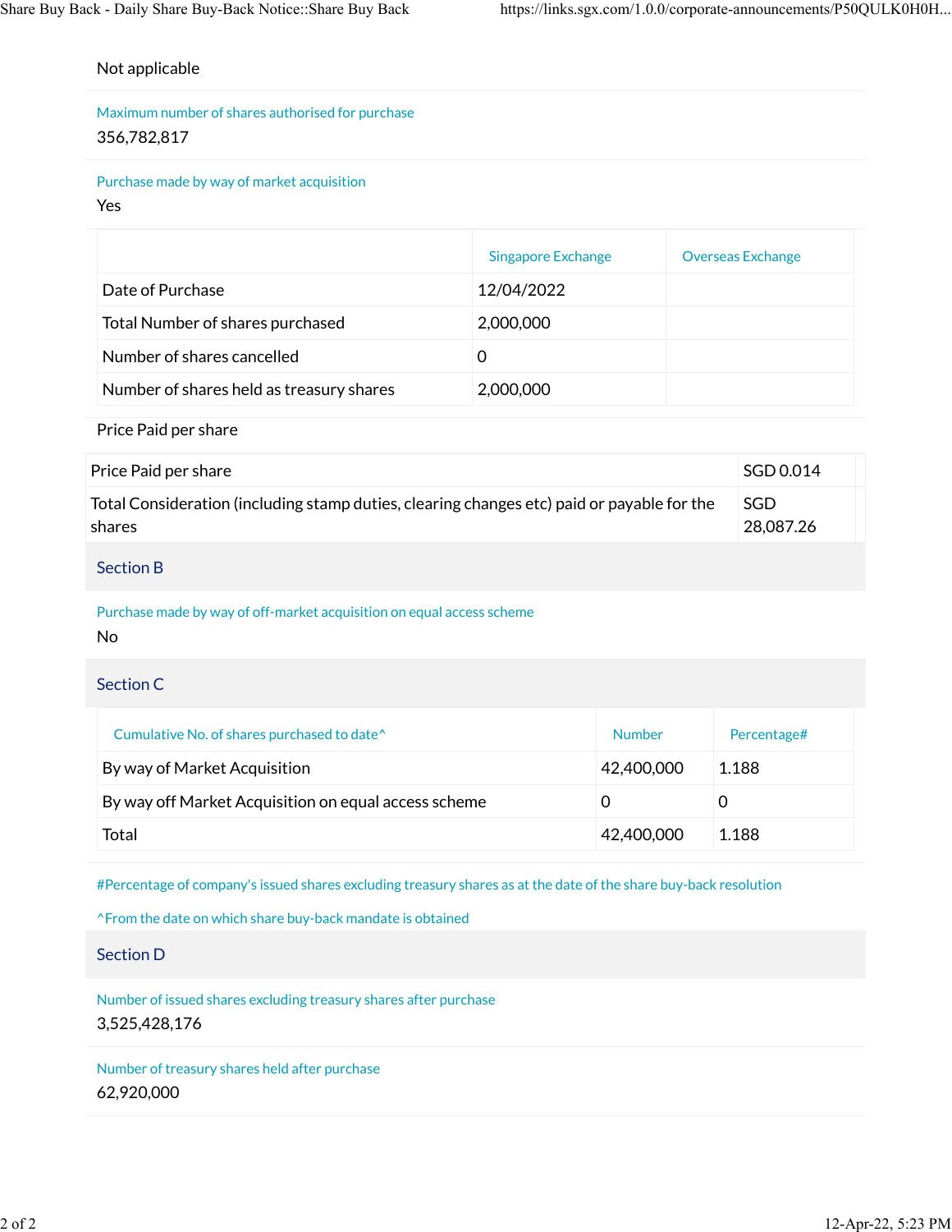Not applicable

Maximum number of shares authorised for purchase

356,782,817

Purchase made by way of market acquisition

Yes

| | Singapore Exchange | Overseas Exchange |
|---|---|---|
| Date of Purchase | 12/04/2022 | |
| Total Number of shares purchased | 2,000,000 | |
| Number of shares cancelled | 0 | |
| Number of shares held as treasury shares | 2,000,000 | |

Price Paid per share

| | |
|---|---|
| Price Paid per share | SGD 0.014 |
| Total Consideration (including stamp duties, clearing changes etc) paid or payable for the shares | SGD 28,087.26 |

## Section B

Purchase made by way of off-market acquisition on equal access scheme

No

## Section C

| Cumulative No. of shares purchased to date^ | Number | Percentage# |
|---|---|---|
| By way of Market Acquisition | 42,400,000 | 1.188 |
| By way off Market Acquisition on equal access scheme | 0 | 0 |
| Total | 42,400,000 | 1.188 |

#Percentage of company's issued shares excluding treasury shares as at the date of the share buy-back resolution

^From the date on which share buy-back mandate is obtained

## Section D

Number of issued shares excluding treasury shares after purchase

3,525,428,176

Number of treasury shares held after purchase

62,920,000